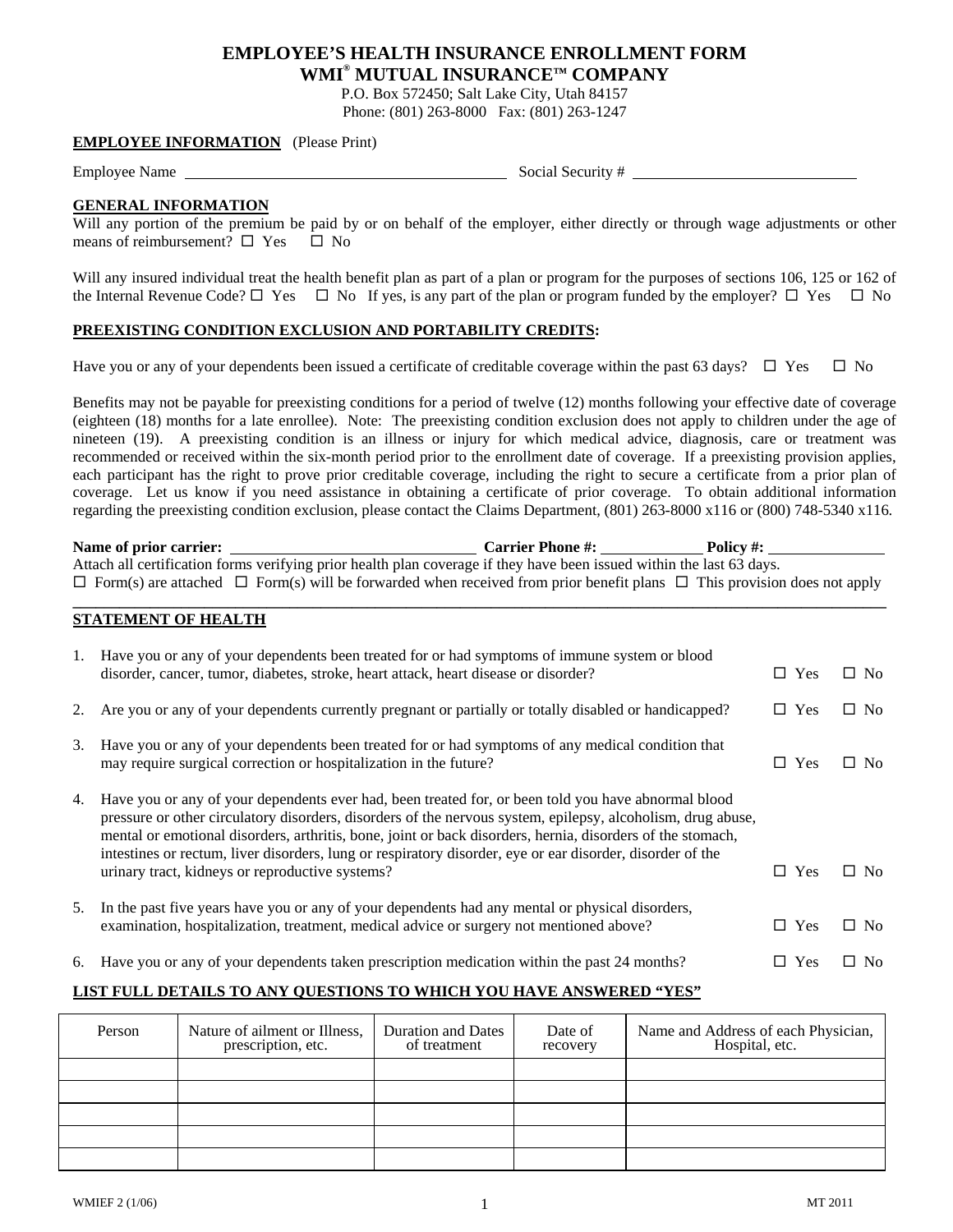# EMPLOYEE'S HEALTH INSURANCE ENROLLMENT FORM
## WMI® MUTUAL INSURANCE™ COMPANY

P.O. Box 572450; Salt Lake City, Utah 84157
Phone: (801) 263-8000 Fax: (801) 263-1247

**EMPLOYEE INFORMATION** (Please Print)

Employee Name ______________________________ Social Security # ______________________

**GENERAL INFORMATION**

Will any portion of the premium be paid by or on behalf of the employer, either directly or through wage adjustments or other means of reimbursement? ☐ Yes ☐ No

Will any insured individual treat the health benefit plan as part of a plan or program for the purposes of sections 106, 125 or 162 of the Internal Revenue Code? ☐ Yes ☐ No If yes, is any part of the plan or program funded by the employer? ☐ Yes ☐ No

**PREEXISTING CONDITION EXCLUSION AND PORTABILITY CREDITS:**

Have you or any of your dependents been issued a certificate of creditable coverage within the past 63 days? ☐ Yes ☐ No

Benefits may not be payable for preexisting conditions for a period of twelve (12) months following your effective date of coverage (eighteen (18) months for a late enrollee). Note: The preexisting condition exclusion does not apply to children under the age of nineteen (19). A preexisting condition is an illness or injury for which medical advice, diagnosis, care or treatment was recommended or received within the six-month period prior to the enrollment date of coverage. If a preexisting provision applies, each participant has the right to prove prior creditable coverage, including the right to secure a certificate from a prior plan of coverage. Let us know if you need assistance in obtaining a certificate of prior coverage. To obtain additional information regarding the preexisting condition exclusion, please contact the Claims Department, (801) 263-8000 x116 or (800) 748-5340 x116.

**Name of prior carrier:** ______________________ **Carrier Phone #:** __________ **Policy #:** __________

Attach all certification forms verifying prior health plan coverage if they have been issued within the last 63 days.

☐ Form(s) are attached ☐ Form(s) will be forwarded when received from prior benefit plans ☐ This provision does not apply

**STATEMENT OF HEALTH**

1. Have you or any of your dependents been treated for or had symptoms of immune system or blood disorder, cancer, tumor, diabetes, stroke, heart attack, heart disease or disorder? ☐ Yes ☐ No

2. Are you or any of your dependents currently pregnant or partially or totally disabled or handicapped? ☐ Yes ☐ No

3. Have you or any of your dependents been treated for or had symptoms of any medical condition that may require surgical correction or hospitalization in the future? ☐ Yes ☐ No

4. Have you or any of your dependents ever had, been treated for, or been told you have abnormal blood pressure or other circulatory disorders, disorders of the nervous system, epilepsy, alcoholism, drug abuse, mental or emotional disorders, arthritis, bone, joint or back disorders, hernia, disorders of the stomach, intestines or rectum, liver disorders, lung or respiratory disorder, eye or ear disorder, disorder of the urinary tract, kidneys or reproductive systems? ☐ Yes ☐ No

5. In the past five years have you or any of your dependents had any mental or physical disorders, examination, hospitalization, treatment, medical advice or surgery not mentioned above? ☐ Yes ☐ No

6. Have you or any of your dependents taken prescription medication within the past 24 months? ☐ Yes ☐ No

**LIST FULL DETAILS TO ANY QUESTIONS TO WHICH YOU HAVE ANSWERED "YES"**

| Person | Nature of ailment or Illness, prescription, etc. | Duration and Dates of treatment | Date of recovery | Name and Address of each Physician, Hospital, etc. |
|---|---|---|---|---|
| | | | | |
| | | | | |
| | | | | |
| | | | | |
| | | | | |

WMIEF 2 (1/06) MT 2011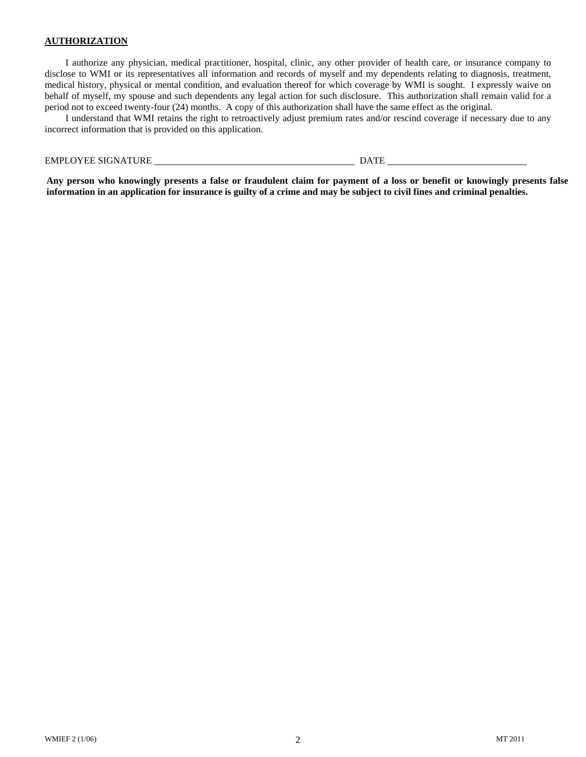## AUTHORIZATION

I authorize any physician, medical practitioner, hospital, clinic, any other provider of health care, or insurance company to disclose to WMI or its representatives all information and records of myself and my dependents relating to diagnosis, treatment, medical history, physical or mental condition, and evaluation thereof for which coverage by WMI is sought. I expressly waive on behalf of myself, my spouse and such dependents any legal action for such disclosure. This authorization shall remain valid for a period not to exceed twenty-four (24) months. A copy of this authorization shall have the same effect as the original.

I understand that WMI retains the right to retroactively adjust premium rates and/or rescind coverage if necessary due to any incorrect information that is provided on this application.

EMPLOYEE SIGNATURE \_\_\_\_\_\_\_\_\_\_\_\_\_\_\_\_\_\_\_\_\_\_\_\_\_\_\_\_\_\_\_\_\_\_\_\_ DATE \_\_\_\_\_\_\_\_\_\_\_\_\_\_\_\_\_\_\_\_\_\_\_\_

**Any person who knowingly presents a false or fraudulent claim for payment of a loss or benefit or knowingly presents false information in an application for insurance is guilty of a crime and may be subject to civil fines and criminal penalties.**

WMIEF 2 (1/06) MT 2011